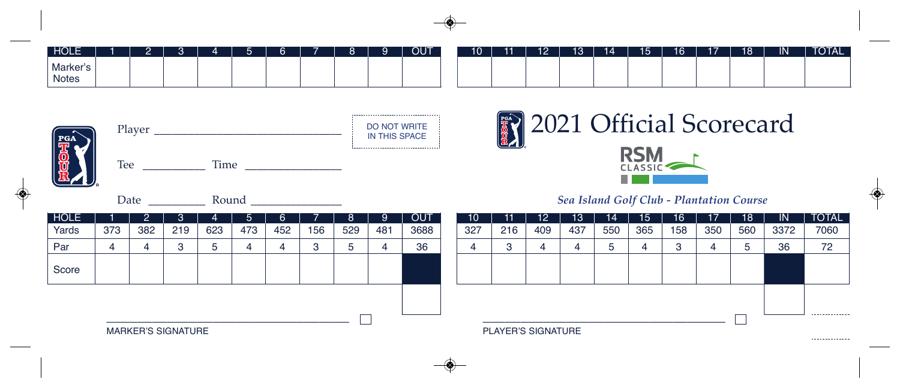| HOLE | 1 | 2 | 3 | 4 | 5 | 6 | 7 | 8 | 9 | OUT | 10 | 11 | 12 | 13 | 14 | 15 | 16 | 17 | 18 | IN | TOTAL |
|---|---|---|---|---|---|---|---|---|---|---|---|---|---|---|---|---|---|---|---|---|---|
| Marker's Notes | | | | | | | | | | | | | | | | | | | | | |

Player ______________________________

DO NOT WRITE IN THIS SPACE

Tee __________ Time ________________

Date _________ Round _______________

# 2021 Official Scorecard

RSM CLASSIC

*Sea Island Golf Club - Plantation Course*

| HOLE | 1 | 2 | 3 | 4 | 5 | 6 | 7 | 8 | 9 | OUT | 10 | 11 | 12 | 13 | 14 | 15 | 16 | 17 | 18 | IN | TOTAL |
|---|---|---|---|---|---|---|---|---|---|---|---|---|---|---|---|---|---|---|---|---|---|
| Yards | 373 | 382 | 219 | 623 | 473 | 452 | 156 | 529 | 481 | 3688 | 327 | 216 | 409 | 437 | 550 | 365 | 158 | 350 | 560 | 3372 | 7060 |
| Par | 4 | 4 | 3 | 5 | 4 | 4 | 3 | 5 | 4 | 36 | 4 | 3 | 4 | 4 | 5 | 4 | 3 | 4 | 5 | 36 | 72 |
| Score | | | | | | | | | | | | | | | | | | | | | |

MARKER'S SIGNATURE

PLAYER'S SIGNATURE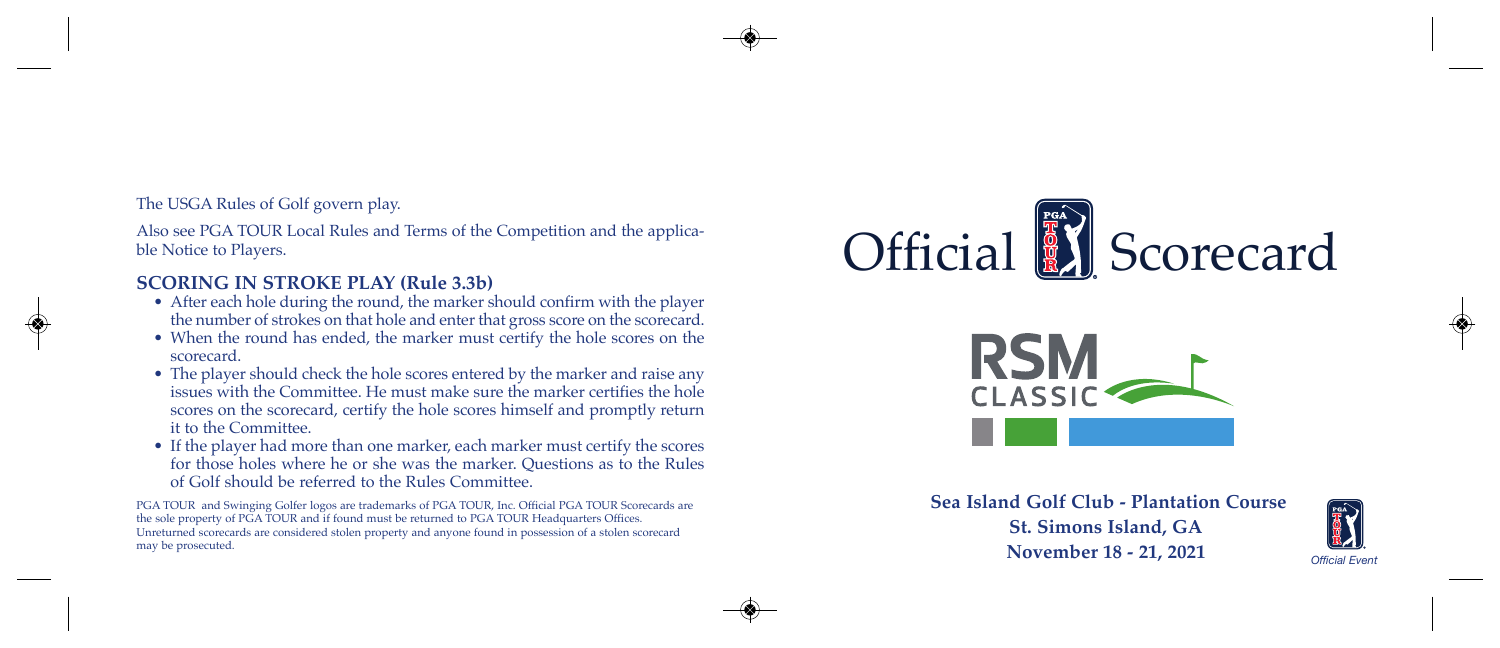The USGA Rules of Golf govern play.

Also see PGA TOUR Local Rules and Terms of the Competition and the applicable Notice to Players.

## SCORING IN STROKE PLAY (Rule 3.3b)

- After each hole during the round, the marker should confirm with the player the number of strokes on that hole and enter that gross score on the scorecard.
- When the round has ended, the marker must certify the hole scores on the scorecard.
- The player should check the hole scores entered by the marker and raise any issues with the Committee. He must make sure the marker certifies the hole scores on the scorecard, certify the hole scores himself and promptly return it to the Committee.
- If the player had more than one marker, each marker must certify the scores for those holes where he or she was the marker. Questions as to the Rules of Golf should be referred to the Rules Committee.

PGA TOUR and Swinging Golfer logos are trademarks of PGA TOUR, Inc. Official PGA TOUR Scorecards are the sole property of PGA TOUR and if found must be returned to PGA TOUR Headquarters Offices. Unreturned scorecards are considered stolen property and anyone found in possession of a stolen scorecard may be prosecuted.

# Official Scorecard

RSM CLASSIC

**Sea Island Golf Club - Plantation Course**
**St. Simons Island, GA**
**November 18 - 21, 2021**

*Official Event*